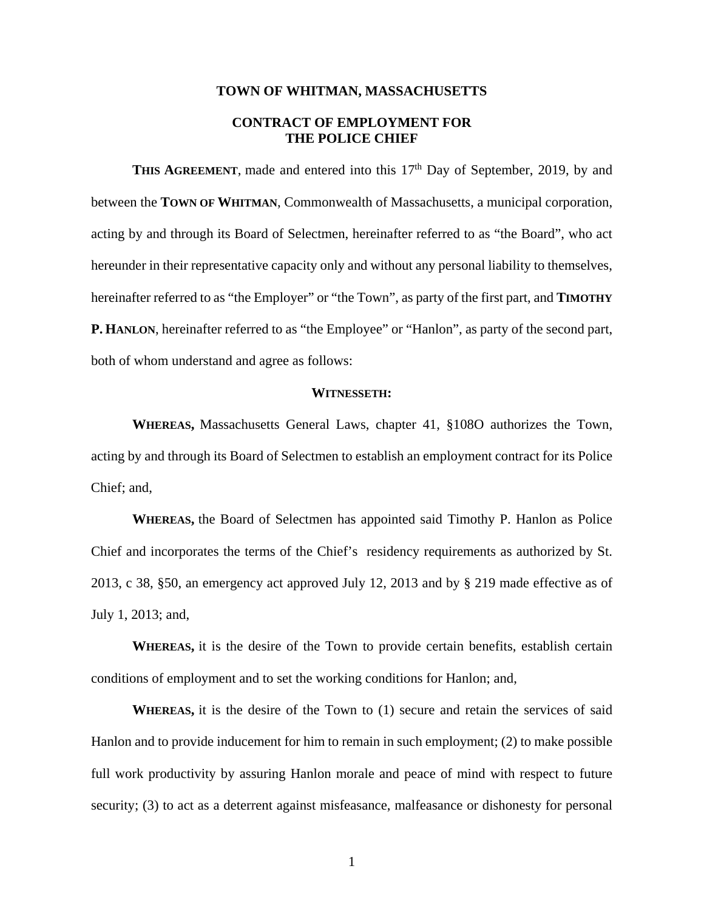# TOWN OF WHITMAN, MASSACHUSETTS

## CONTRACT OF EMPLOYMENT FOR THE POLICE CHIEF

**THIS AGREEMENT**, made and entered into this 17th Day of September, 2019, by and between the **TOWN OF WHITMAN**, Commonwealth of Massachusetts, a municipal corporation, acting by and through its Board of Selectmen, hereinafter referred to as "the Board", who act hereunder in their representative capacity only and without any personal liability to themselves, hereinafter referred to as "the Employer" or "the Town", as party of the first part, and **TIMOTHY P. HANLON**, hereinafter referred to as "the Employee" or "Hanlon", as party of the second part, both of whom understand and agree as follows:

**WITNESSETH:**

**WHEREAS,** Massachusetts General Laws, chapter 41, §108O authorizes the Town, acting by and through its Board of Selectmen to establish an employment contract for its Police Chief; and,

**WHEREAS,** the Board of Selectmen has appointed said Timothy P. Hanlon as Police Chief and incorporates the terms of the Chief's residency requirements as authorized by St. 2013, c 38, §50, an emergency act approved July 12, 2013 and by § 219 made effective as of July 1, 2013; and,

**WHEREAS,** it is the desire of the Town to provide certain benefits, establish certain conditions of employment and to set the working conditions for Hanlon; and,

**WHEREAS,** it is the desire of the Town to (1) secure and retain the services of said Hanlon and to provide inducement for him to remain in such employment; (2) to make possible full work productivity by assuring Hanlon morale and peace of mind with respect to future security; (3) to act as a deterrent against misfeasance, malfeasance or dishonesty for personal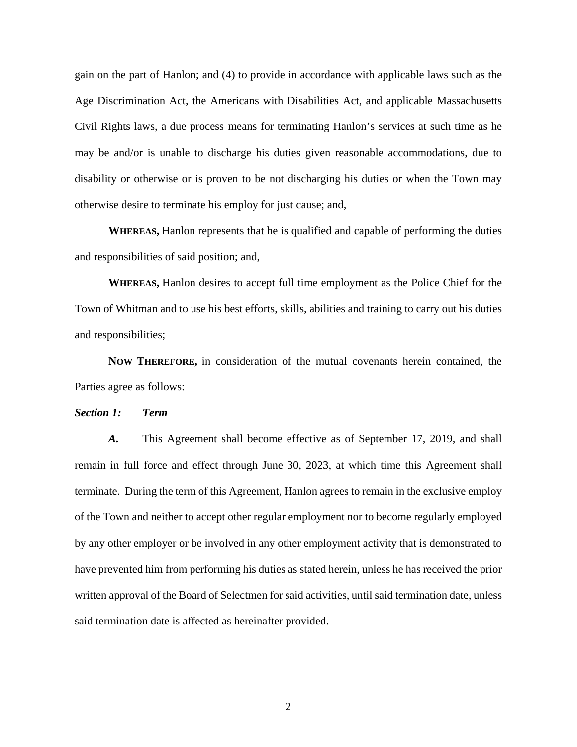gain on the part of Hanlon; and (4) to provide in accordance with applicable laws such as the Age Discrimination Act, the Americans with Disabilities Act, and applicable Massachusetts Civil Rights laws, a due process means for terminating Hanlon's services at such time as he may be and/or is unable to discharge his duties given reasonable accommodations, due to disability or otherwise or is proven to be not discharging his duties or when the Town may otherwise desire to terminate his employ for just cause; and,

**WHEREAS,** Hanlon represents that he is qualified and capable of performing the duties and responsibilities of said position; and,

**WHEREAS,** Hanlon desires to accept full time employment as the Police Chief for the Town of Whitman and to use his best efforts, skills, abilities and training to carry out his duties and responsibilities;

**NOW THEREFORE,** in consideration of the mutual covenants herein contained, the Parties agree as follows:

***Section 1: Term***

***A.*** This Agreement shall become effective as of September 17, 2019, and shall remain in full force and effect through June 30, 2023, at which time this Agreement shall terminate. During the term of this Agreement, Hanlon agrees to remain in the exclusive employ of the Town and neither to accept other regular employment nor to become regularly employed by any other employer or be involved in any other employment activity that is demonstrated to have prevented him from performing his duties as stated herein, unless he has received the prior written approval of the Board of Selectmen for said activities, until said termination date, unless said termination date is affected as hereinafter provided.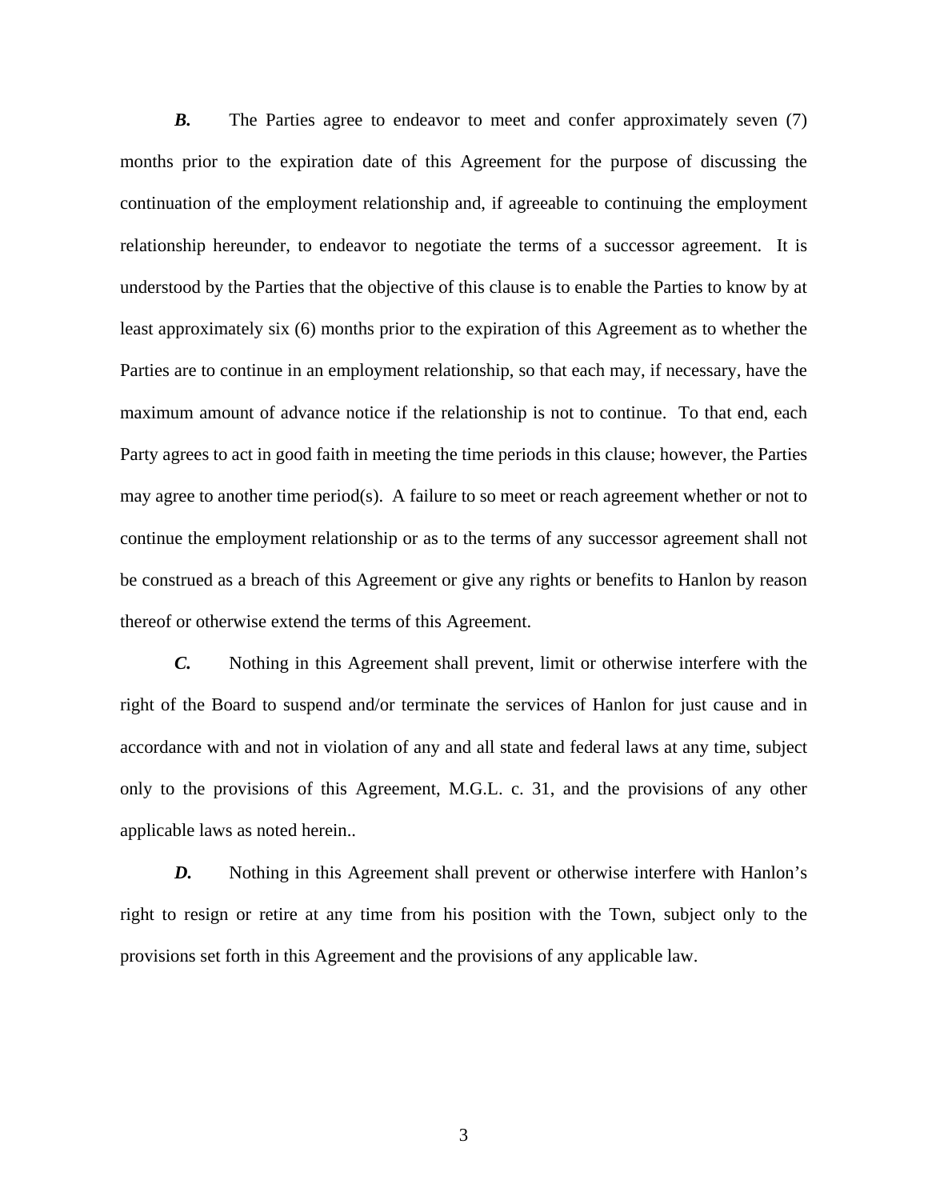***B.*** The Parties agree to endeavor to meet and confer approximately seven (7) months prior to the expiration date of this Agreement for the purpose of discussing the continuation of the employment relationship and, if agreeable to continuing the employment relationship hereunder, to endeavor to negotiate the terms of a successor agreement. It is understood by the Parties that the objective of this clause is to enable the Parties to know by at least approximately six (6) months prior to the expiration of this Agreement as to whether the Parties are to continue in an employment relationship, so that each may, if necessary, have the maximum amount of advance notice if the relationship is not to continue. To that end, each Party agrees to act in good faith in meeting the time periods in this clause; however, the Parties may agree to another time period(s). A failure to so meet or reach agreement whether or not to continue the employment relationship or as to the terms of any successor agreement shall not be construed as a breach of this Agreement or give any rights or benefits to Hanlon by reason thereof or otherwise extend the terms of this Agreement.

***C.*** Nothing in this Agreement shall prevent, limit or otherwise interfere with the right of the Board to suspend and/or terminate the services of Hanlon for just cause and in accordance with and not in violation of any and all state and federal laws at any time, subject only to the provisions of this Agreement, M.G.L. c. 31, and the provisions of any other applicable laws as noted herein..

***D.*** Nothing in this Agreement shall prevent or otherwise interfere with Hanlon's right to resign or retire at any time from his position with the Town, subject only to the provisions set forth in this Agreement and the provisions of any applicable law.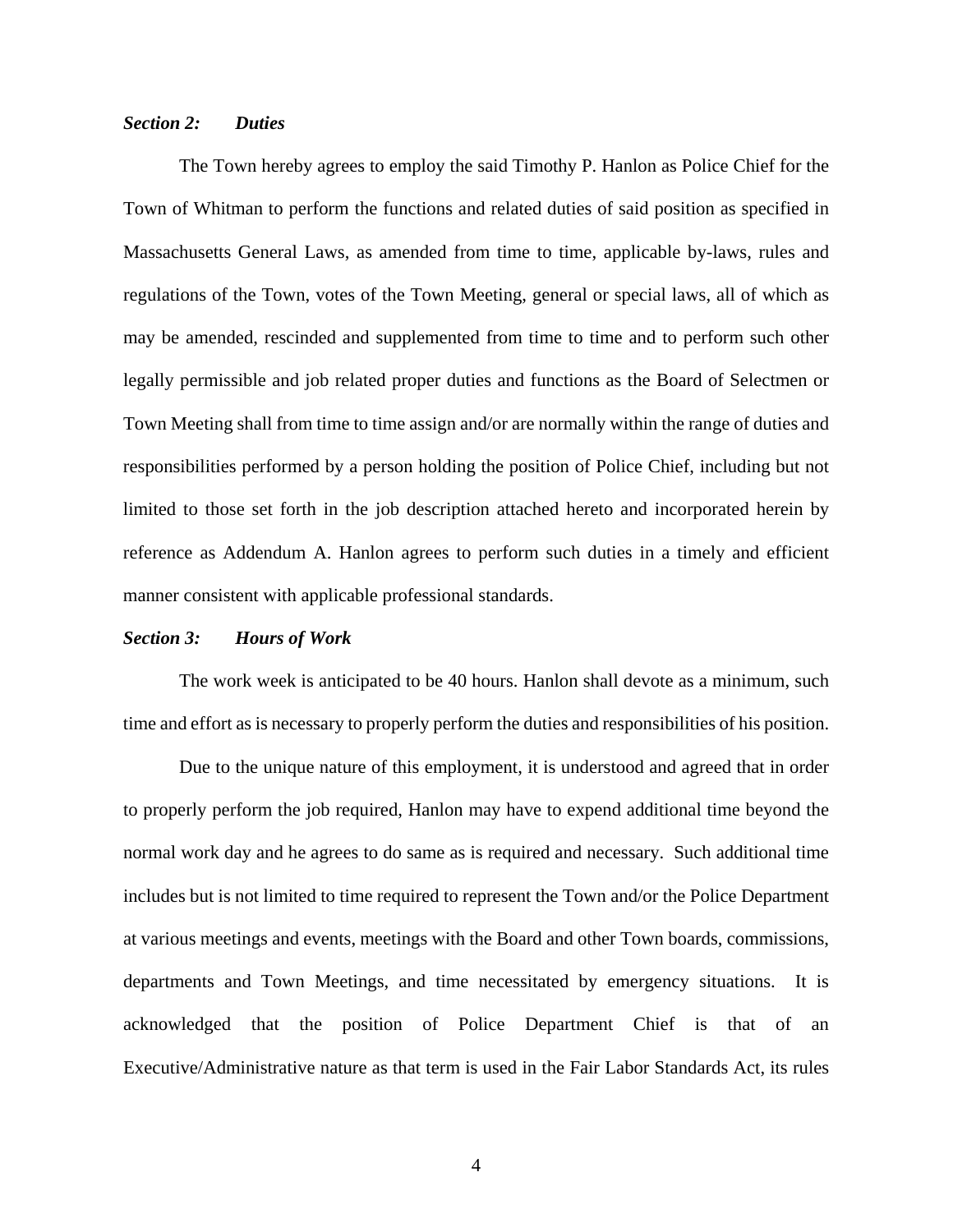***Section 2: Duties***

The Town hereby agrees to employ the said Timothy P. Hanlon as Police Chief for the Town of Whitman to perform the functions and related duties of said position as specified in Massachusetts General Laws, as amended from time to time, applicable by-laws, rules and regulations of the Town, votes of the Town Meeting, general or special laws, all of which as may be amended, rescinded and supplemented from time to time and to perform such other legally permissible and job related proper duties and functions as the Board of Selectmen or Town Meeting shall from time to time assign and/or are normally within the range of duties and responsibilities performed by a person holding the position of Police Chief, including but not limited to those set forth in the job description attached hereto and incorporated herein by reference as Addendum A. Hanlon agrees to perform such duties in a timely and efficient manner consistent with applicable professional standards.

***Section 3: Hours of Work***

The work week is anticipated to be 40 hours. Hanlon shall devote as a minimum, such time and effort as is necessary to properly perform the duties and responsibilities of his position.

Due to the unique nature of this employment, it is understood and agreed that in order to properly perform the job required, Hanlon may have to expend additional time beyond the normal work day and he agrees to do same as is required and necessary. Such additional time includes but is not limited to time required to represent the Town and/or the Police Department at various meetings and events, meetings with the Board and other Town boards, commissions, departments and Town Meetings, and time necessitated by emergency situations. It is acknowledged that the position of Police Department Chief is that of an Executive/Administrative nature as that term is used in the Fair Labor Standards Act, its rules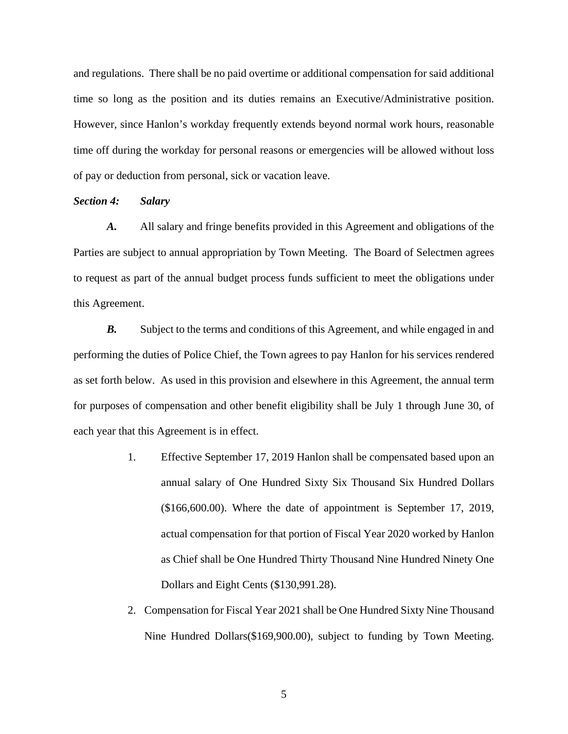and regulations. There shall be no paid overtime or additional compensation for said additional time so long as the position and its duties remains an Executive/Administrative position. However, since Hanlon's workday frequently extends beyond normal work hours, reasonable time off during the workday for personal reasons or emergencies will be allowed without loss of pay or deduction from personal, sick or vacation leave.

***Section 4: Salary***

***A.*** All salary and fringe benefits provided in this Agreement and obligations of the Parties are subject to annual appropriation by Town Meeting. The Board of Selectmen agrees to request as part of the annual budget process funds sufficient to meet the obligations under this Agreement.

***B.*** Subject to the terms and conditions of this Agreement, and while engaged in and performing the duties of Police Chief, the Town agrees to pay Hanlon for his services rendered as set forth below. As used in this provision and elsewhere in this Agreement, the annual term for purposes of compensation and other benefit eligibility shall be July 1 through June 30, of each year that this Agreement is in effect.

1. Effective September 17, 2019 Hanlon shall be compensated based upon an annual salary of One Hundred Sixty Six Thousand Six Hundred Dollars ($166,600.00). Where the date of appointment is September 17, 2019, actual compensation for that portion of Fiscal Year 2020 worked by Hanlon as Chief shall be One Hundred Thirty Thousand Nine Hundred Ninety One Dollars and Eight Cents ($130,991.28).
2. Compensation for Fiscal Year 2021 shall be One Hundred Sixty Nine Thousand Nine Hundred Dollars($169,900.00), subject to funding by Town Meeting.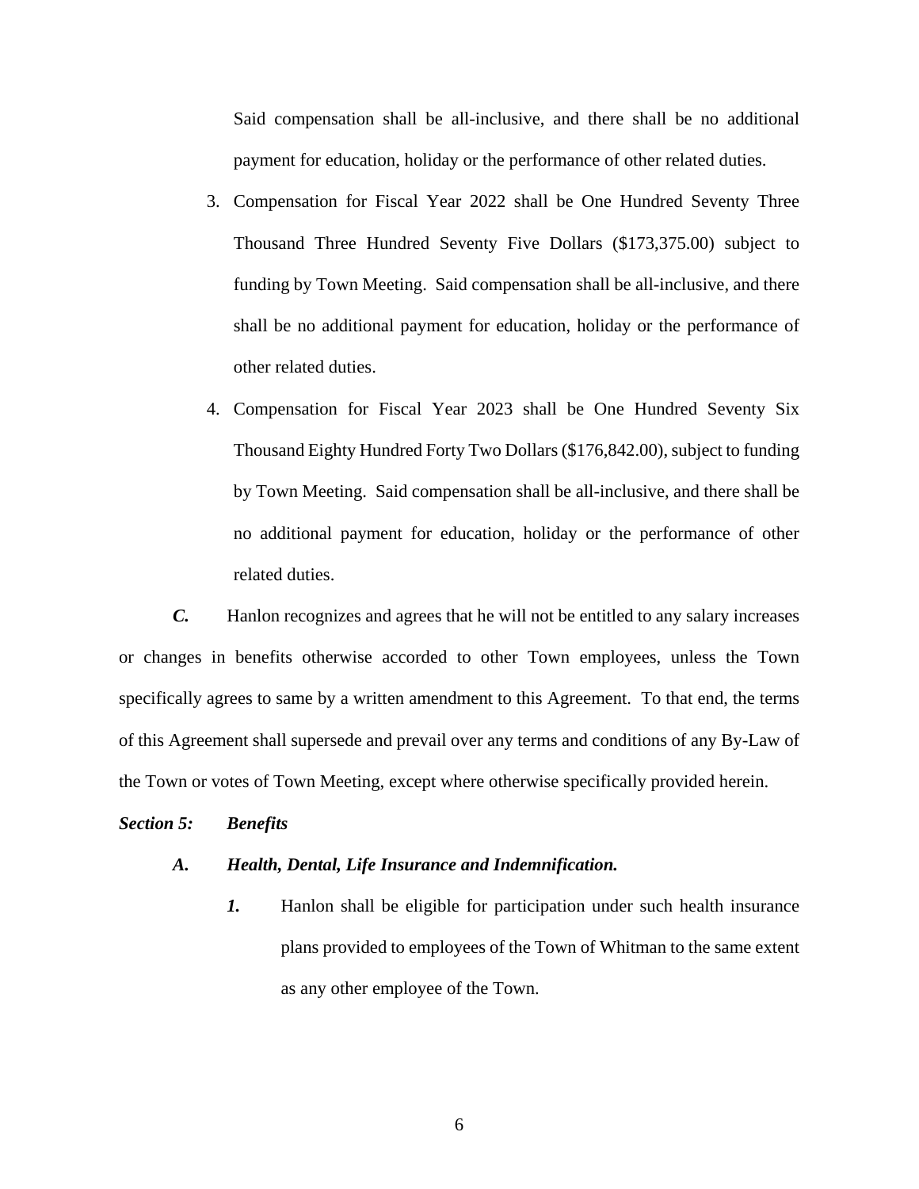Said compensation shall be all-inclusive, and there shall be no additional payment for education, holiday or the performance of other related duties.

3. Compensation for Fiscal Year 2022 shall be One Hundred Seventy Three Thousand Three Hundred Seventy Five Dollars ($173,375.00) subject to funding by Town Meeting. Said compensation shall be all-inclusive, and there shall be no additional payment for education, holiday or the performance of other related duties.

4. Compensation for Fiscal Year 2023 shall be One Hundred Seventy Six Thousand Eighty Hundred Forty Two Dollars ($176,842.00), subject to funding by Town Meeting. Said compensation shall be all-inclusive, and there shall be no additional payment for education, holiday or the performance of other related duties.

***C.*** Hanlon recognizes and agrees that he will not be entitled to any salary increases or changes in benefits otherwise accorded to other Town employees, unless the Town specifically agrees to same by a written amendment to this Agreement. To that end, the terms of this Agreement shall supersede and prevail over any terms and conditions of any By-Law of the Town or votes of Town Meeting, except where otherwise specifically provided herein.

***Section 5: Benefits***

***A. Health, Dental, Life Insurance and Indemnification.***

***1.*** Hanlon shall be eligible for participation under such health insurance plans provided to employees of the Town of Whitman to the same extent as any other employee of the Town.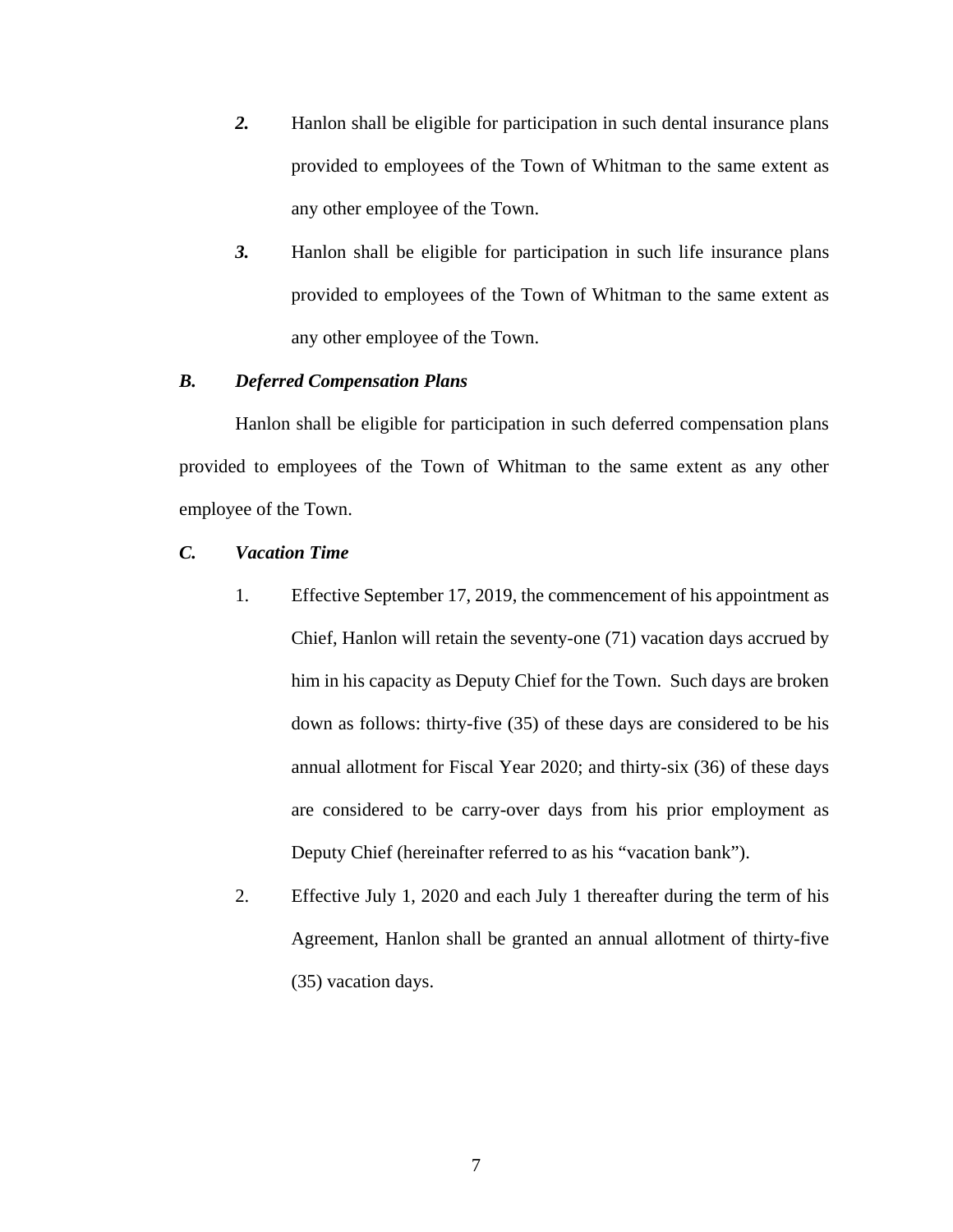*2.* Hanlon shall be eligible for participation in such dental insurance plans provided to employees of the Town of Whitman to the same extent as any other employee of the Town.

*3.* Hanlon shall be eligible for participation in such life insurance plans provided to employees of the Town of Whitman to the same extent as any other employee of the Town.

***B. Deferred Compensation Plans***

Hanlon shall be eligible for participation in such deferred compensation plans provided to employees of the Town of Whitman to the same extent as any other employee of the Town.

***C. Vacation Time***

1. Effective September 17, 2019, the commencement of his appointment as Chief, Hanlon will retain the seventy-one (71) vacation days accrued by him in his capacity as Deputy Chief for the Town. Such days are broken down as follows: thirty-five (35) of these days are considered to be his annual allotment for Fiscal Year 2020; and thirty-six (36) of these days are considered to be carry-over days from his prior employment as Deputy Chief (hereinafter referred to as his "vacation bank").

2. Effective July 1, 2020 and each July 1 thereafter during the term of his Agreement, Hanlon shall be granted an annual allotment of thirty-five (35) vacation days.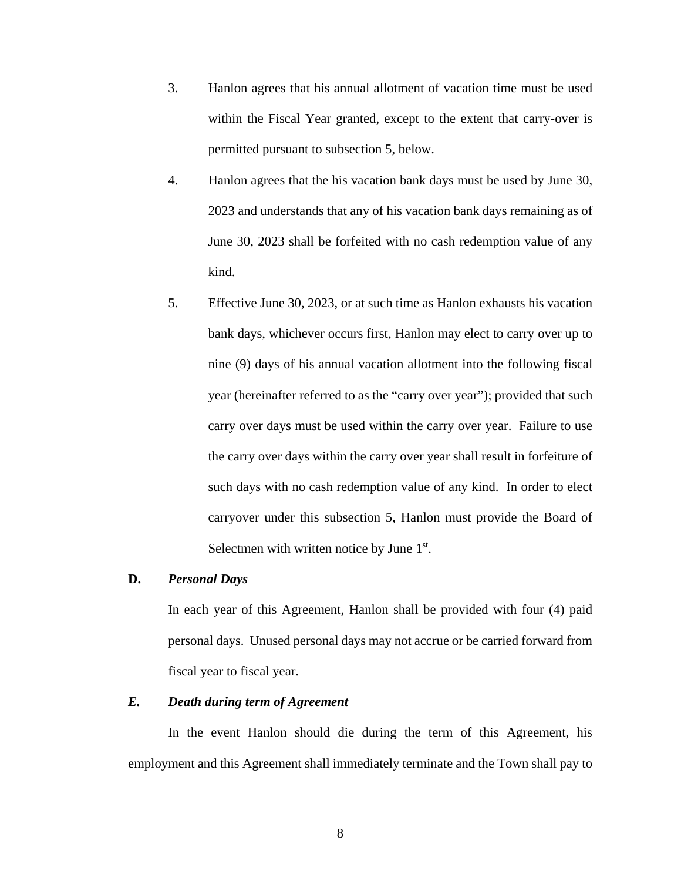3. Hanlon agrees that his annual allotment of vacation time must be used within the Fiscal Year granted, except to the extent that carry-over is permitted pursuant to subsection 5, below.

4. Hanlon agrees that the his vacation bank days must be used by June 30, 2023 and understands that any of his vacation bank days remaining as of June 30, 2023 shall be forfeited with no cash redemption value of any kind.

5. Effective June 30, 2023, or at such time as Hanlon exhausts his vacation bank days, whichever occurs first, Hanlon may elect to carry over up to nine (9) days of his annual vacation allotment into the following fiscal year (hereinafter referred to as the "carry over year"); provided that such carry over days must be used within the carry over year. Failure to use the carry over days within the carry over year shall result in forfeiture of such days with no cash redemption value of any kind. In order to elect carryover under this subsection 5, Hanlon must provide the Board of Selectmen with written notice by June 1st.

**D.** ***Personal Days***

In each year of this Agreement, Hanlon shall be provided with four (4) paid personal days. Unused personal days may not accrue or be carried forward from fiscal year to fiscal year.

***E.*** ***Death during term of Agreement***

In the event Hanlon should die during the term of this Agreement, his employment and this Agreement shall immediately terminate and the Town shall pay to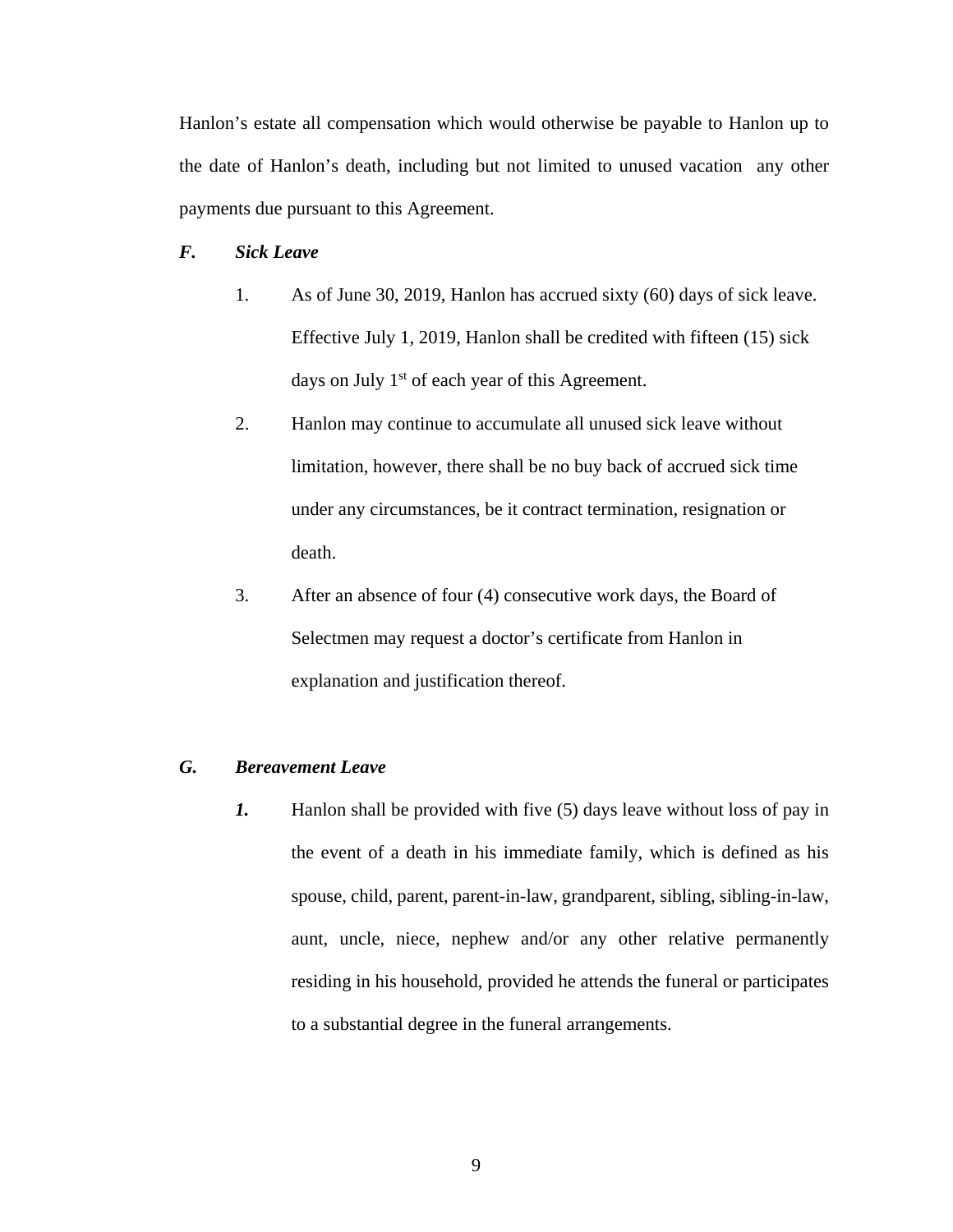Hanlon's estate all compensation which would otherwise be payable to Hanlon up to the date of Hanlon's death, including but not limited to unused vacation any other payments due pursuant to this Agreement.

***F. Sick Leave***

1. As of June 30, 2019, Hanlon has accrued sixty (60) days of sick leave. Effective July 1, 2019, Hanlon shall be credited with fifteen (15) sick days on July 1st of each year of this Agreement.
2. Hanlon may continue to accumulate all unused sick leave without limitation, however, there shall be no buy back of accrued sick time under any circumstances, be it contract termination, resignation or death.
3. After an absence of four (4) consecutive work days, the Board of Selectmen may request a doctor's certificate from Hanlon in explanation and justification thereof.

***G. Bereavement Leave***

***1.*** Hanlon shall be provided with five (5) days leave without loss of pay in the event of a death in his immediate family, which is defined as his spouse, child, parent, parent-in-law, grandparent, sibling, sibling-in-law, aunt, uncle, niece, nephew and/or any other relative permanently residing in his household, provided he attends the funeral or participates to a substantial degree in the funeral arrangements.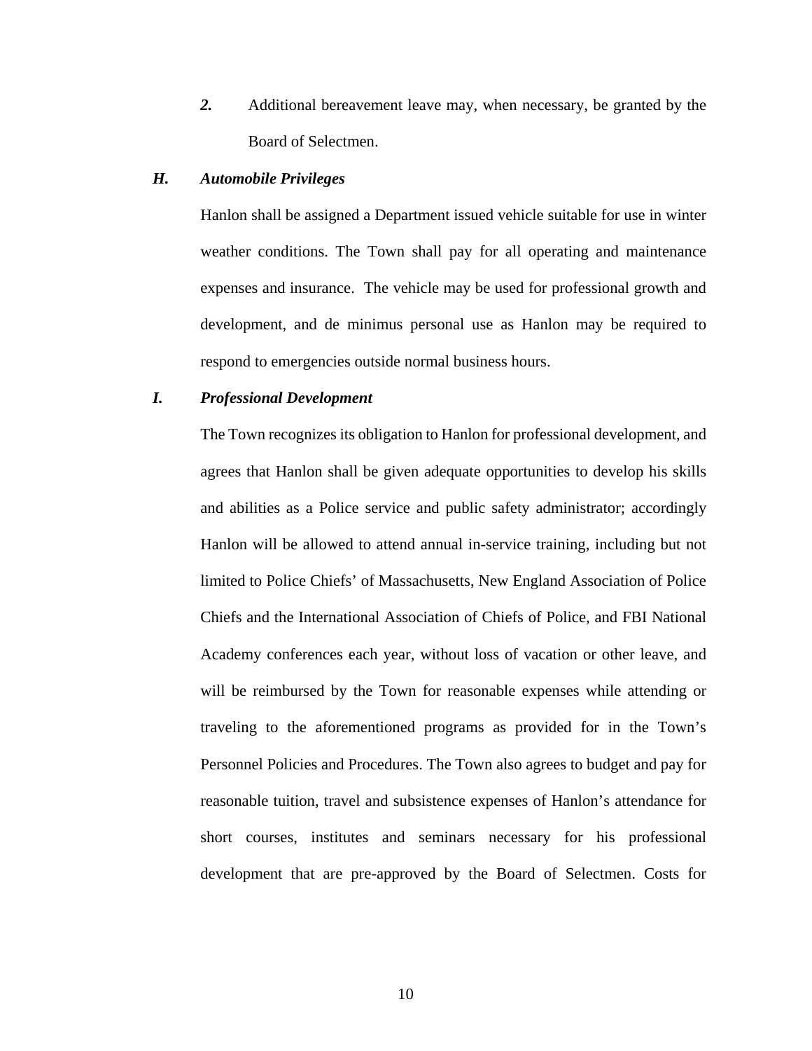***2.*** Additional bereavement leave may, when necessary, be granted by the Board of Selectmen.

### *H. Automobile Privileges*

Hanlon shall be assigned a Department issued vehicle suitable for use in winter weather conditions. The Town shall pay for all operating and maintenance expenses and insurance. The vehicle may be used for professional growth and development, and de minimus personal use as Hanlon may be required to respond to emergencies outside normal business hours.

### *I. Professional Development*

The Town recognizes its obligation to Hanlon for professional development, and agrees that Hanlon shall be given adequate opportunities to develop his skills and abilities as a Police service and public safety administrator; accordingly Hanlon will be allowed to attend annual in-service training, including but not limited to Police Chiefs' of Massachusetts, New England Association of Police Chiefs and the International Association of Chiefs of Police, and FBI National Academy conferences each year, without loss of vacation or other leave, and will be reimbursed by the Town for reasonable expenses while attending or traveling to the aforementioned programs as provided for in the Town's Personnel Policies and Procedures. The Town also agrees to budget and pay for reasonable tuition, travel and subsistence expenses of Hanlon's attendance for short courses, institutes and seminars necessary for his professional development that are pre-approved by the Board of Selectmen. Costs for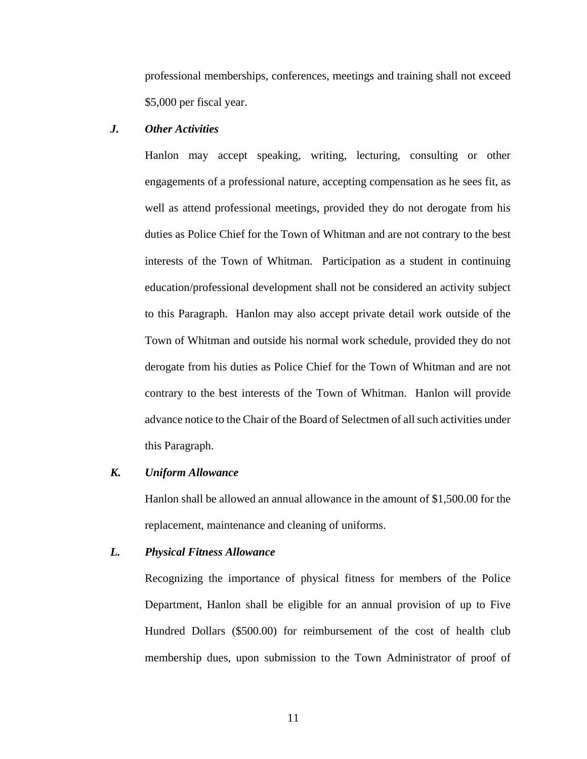professional memberships, conferences, meetings and training shall not exceed $5,000 per fiscal year.

***J. Other Activities***

Hanlon may accept speaking, writing, lecturing, consulting or other engagements of a professional nature, accepting compensation as he sees fit, as well as attend professional meetings, provided they do not derogate from his duties as Police Chief for the Town of Whitman and are not contrary to the best interests of the Town of Whitman. Participation as a student in continuing education/professional development shall not be considered an activity subject to this Paragraph. Hanlon may also accept private detail work outside of the Town of Whitman and outside his normal work schedule, provided they do not derogate from his duties as Police Chief for the Town of Whitman and are not contrary to the best interests of the Town of Whitman. Hanlon will provide advance notice to the Chair of the Board of Selectmen of all such activities under this Paragraph.

***K. Uniform Allowance***

Hanlon shall be allowed an annual allowance in the amount of $1,500.00 for the replacement, maintenance and cleaning of uniforms.

***L. Physical Fitness Allowance***

Recognizing the importance of physical fitness for members of the Police Department, Hanlon shall be eligible for an annual provision of up to Five Hundred Dollars ($500.00) for reimbursement of the cost of health club membership dues, upon submission to the Town Administrator of proof of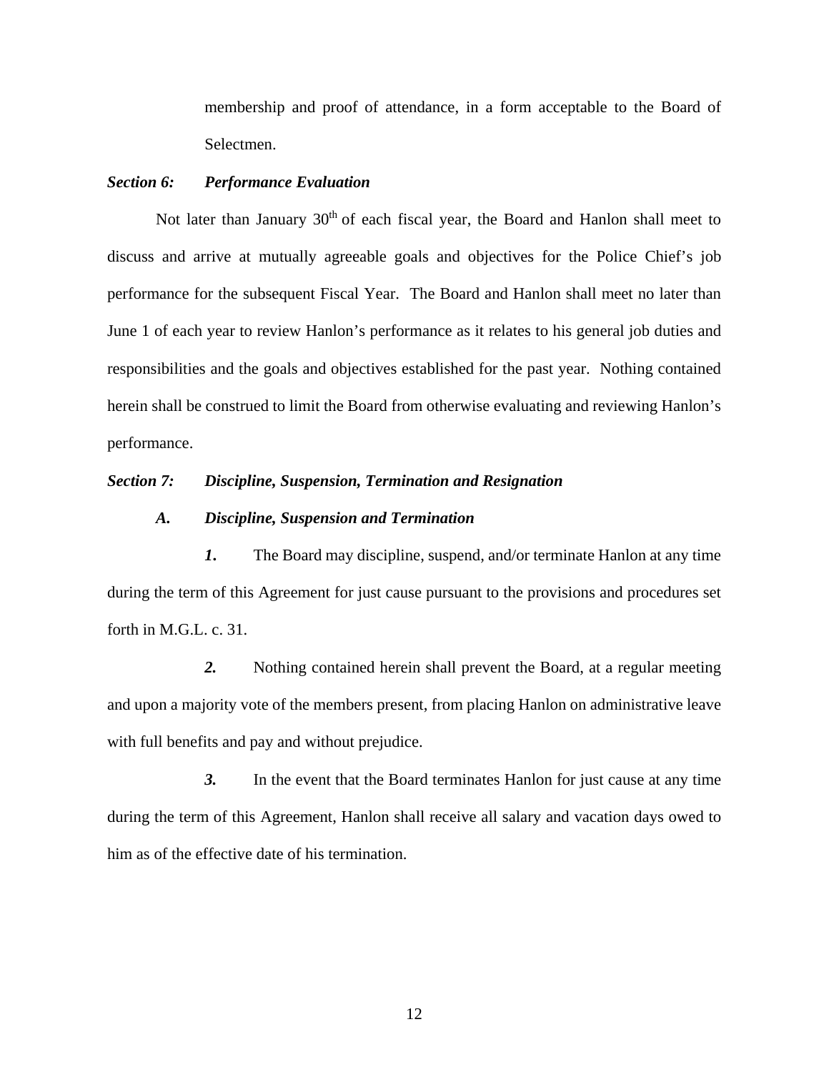membership and proof of attendance, in a form acceptable to the Board of Selectmen.

***Section 6: Performance Evaluation***

Not later than January 30th of each fiscal year, the Board and Hanlon shall meet to discuss and arrive at mutually agreeable goals and objectives for the Police Chief's job performance for the subsequent Fiscal Year. The Board and Hanlon shall meet no later than June 1 of each year to review Hanlon's performance as it relates to his general job duties and responsibilities and the goals and objectives established for the past year. Nothing contained herein shall be construed to limit the Board from otherwise evaluating and reviewing Hanlon's performance.

***Section 7: Discipline, Suspension, Termination and Resignation***

***A. Discipline, Suspension and Termination***

***1.*** The Board may discipline, suspend, and/or terminate Hanlon at any time during the term of this Agreement for just cause pursuant to the provisions and procedures set forth in M.G.L. c. 31.

***2.*** Nothing contained herein shall prevent the Board, at a regular meeting and upon a majority vote of the members present, from placing Hanlon on administrative leave with full benefits and pay and without prejudice.

***3.*** In the event that the Board terminates Hanlon for just cause at any time during the term of this Agreement, Hanlon shall receive all salary and vacation days owed to him as of the effective date of his termination.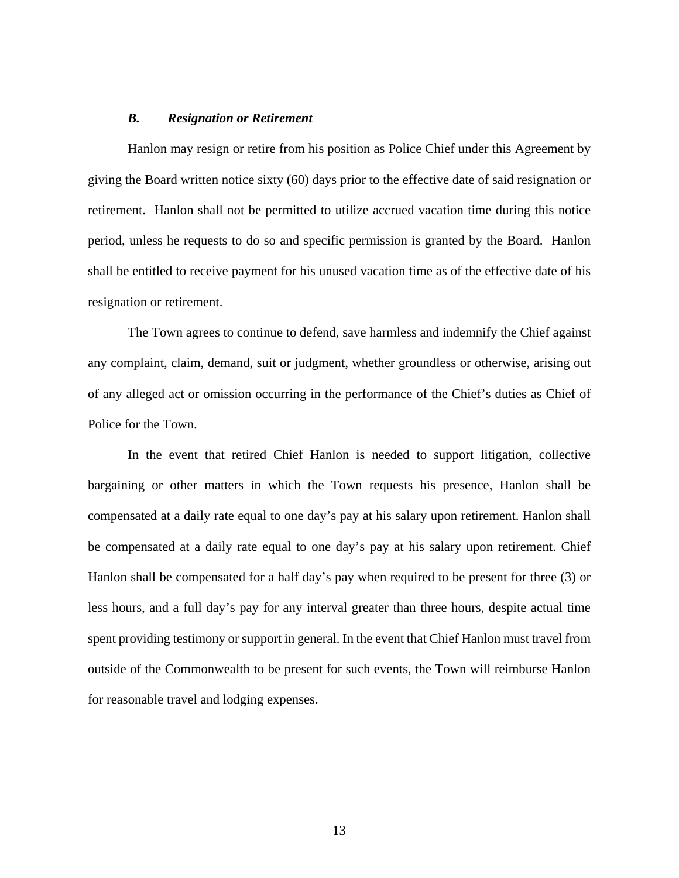### *B. Resignation or Retirement*

Hanlon may resign or retire from his position as Police Chief under this Agreement by giving the Board written notice sixty (60) days prior to the effective date of said resignation or retirement. Hanlon shall not be permitted to utilize accrued vacation time during this notice period, unless he requests to do so and specific permission is granted by the Board. Hanlon shall be entitled to receive payment for his unused vacation time as of the effective date of his resignation or retirement.

The Town agrees to continue to defend, save harmless and indemnify the Chief against any complaint, claim, demand, suit or judgment, whether groundless or otherwise, arising out of any alleged act or omission occurring in the performance of the Chief's duties as Chief of Police for the Town.

In the event that retired Chief Hanlon is needed to support litigation, collective bargaining or other matters in which the Town requests his presence, Hanlon shall be compensated at a daily rate equal to one day's pay at his salary upon retirement. Hanlon shall be compensated at a daily rate equal to one day's pay at his salary upon retirement. Chief Hanlon shall be compensated for a half day's pay when required to be present for three (3) or less hours, and a full day's pay for any interval greater than three hours, despite actual time spent providing testimony or support in general. In the event that Chief Hanlon must travel from outside of the Commonwealth to be present for such events, the Town will reimburse Hanlon for reasonable travel and lodging expenses.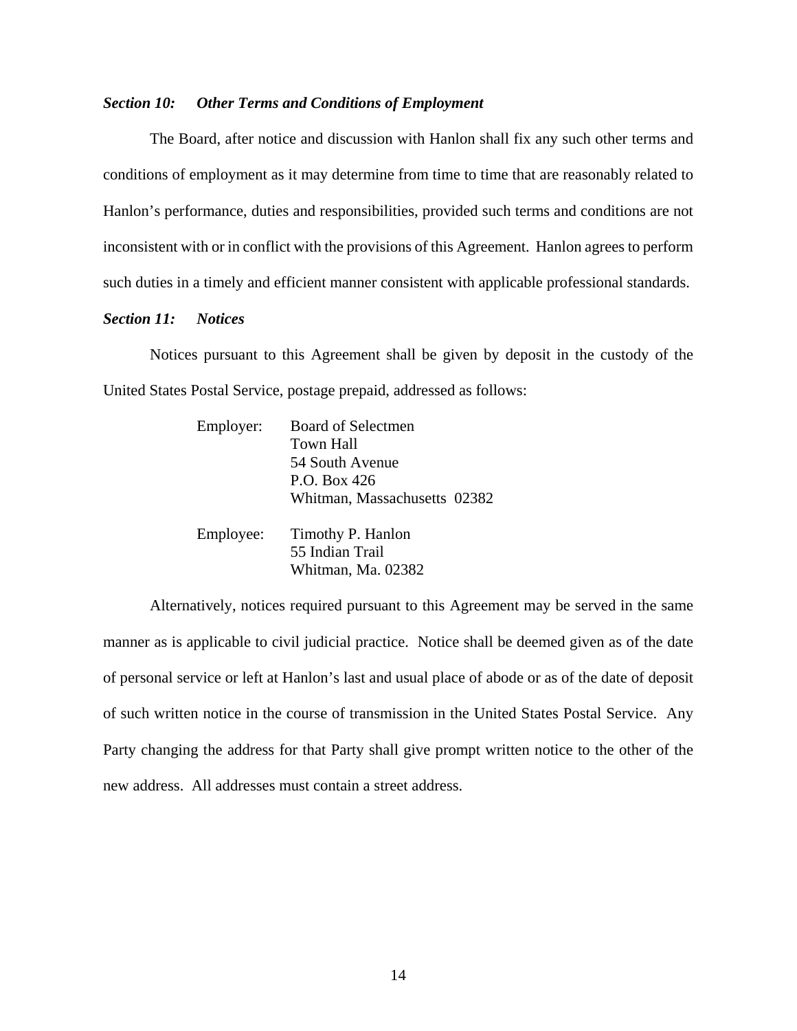***Section 10: Other Terms and Conditions of Employment***

The Board, after notice and discussion with Hanlon shall fix any such other terms and conditions of employment as it may determine from time to time that are reasonably related to Hanlon's performance, duties and responsibilities, provided such terms and conditions are not inconsistent with or in conflict with the provisions of this Agreement. Hanlon agrees to perform such duties in a timely and efficient manner consistent with applicable professional standards.

***Section 11: Notices***

Notices pursuant to this Agreement shall be given by deposit in the custody of the United States Postal Service, postage prepaid, addressed as follows:

Employer: Board of Selectmen
Town Hall
54 South Avenue
P.O. Box 426
Whitman, Massachusetts 02382

Employee: Timothy P. Hanlon
55 Indian Trail
Whitman, Ma. 02382

Alternatively, notices required pursuant to this Agreement may be served in the same manner as is applicable to civil judicial practice. Notice shall be deemed given as of the date of personal service or left at Hanlon's last and usual place of abode or as of the date of deposit of such written notice in the course of transmission in the United States Postal Service. Any Party changing the address for that Party shall give prompt written notice to the other of the new address. All addresses must contain a street address.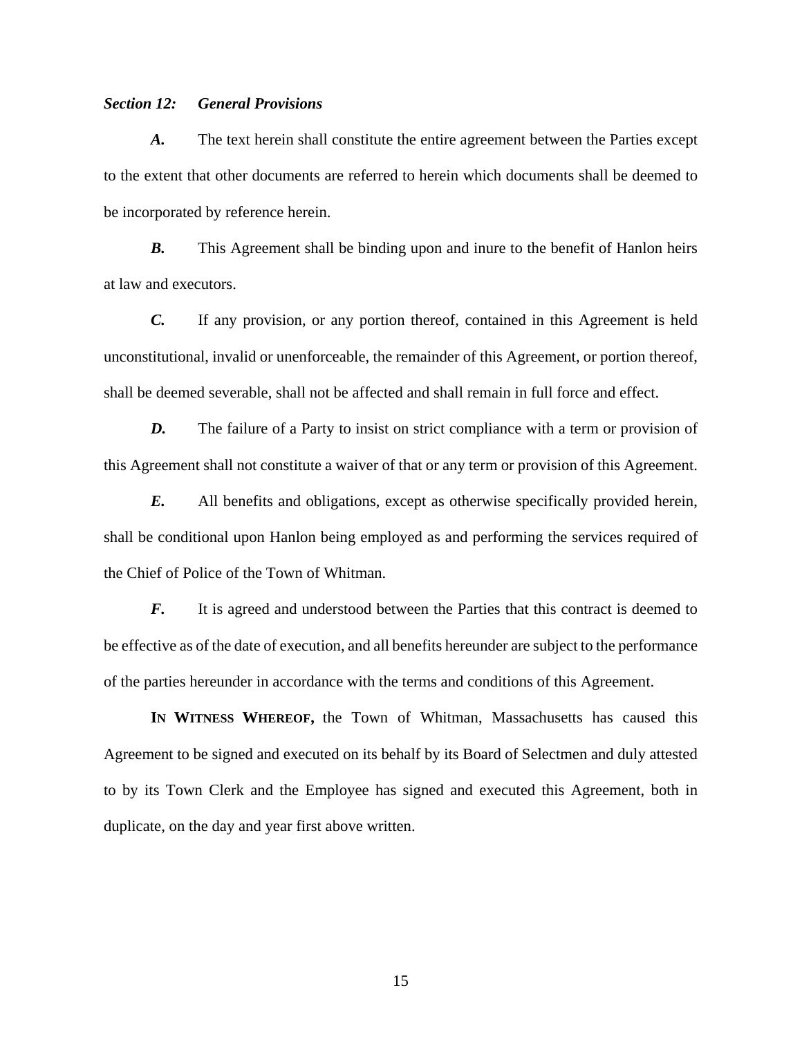***Section 12: General Provisions***

***A.*** The text herein shall constitute the entire agreement between the Parties except to the extent that other documents are referred to herein which documents shall be deemed to be incorporated by reference herein.

***B.*** This Agreement shall be binding upon and inure to the benefit of Hanlon heirs at law and executors.

***C.*** If any provision, or any portion thereof, contained in this Agreement is held unconstitutional, invalid or unenforceable, the remainder of this Agreement, or portion thereof, shall be deemed severable, shall not be affected and shall remain in full force and effect.

***D.*** The failure of a Party to insist on strict compliance with a term or provision of this Agreement shall not constitute a waiver of that or any term or provision of this Agreement.

***E.*** All benefits and obligations, except as otherwise specifically provided herein, shall be conditional upon Hanlon being employed as and performing the services required of the Chief of Police of the Town of Whitman.

***F.*** It is agreed and understood between the Parties that this contract is deemed to be effective as of the date of execution, and all benefits hereunder are subject to the performance of the parties hereunder in accordance with the terms and conditions of this Agreement.

**IN WITNESS WHEREOF,** the Town of Whitman, Massachusetts has caused this Agreement to be signed and executed on its behalf by its Board of Selectmen and duly attested to by its Town Clerk and the Employee has signed and executed this Agreement, both in duplicate, on the day and year first above written.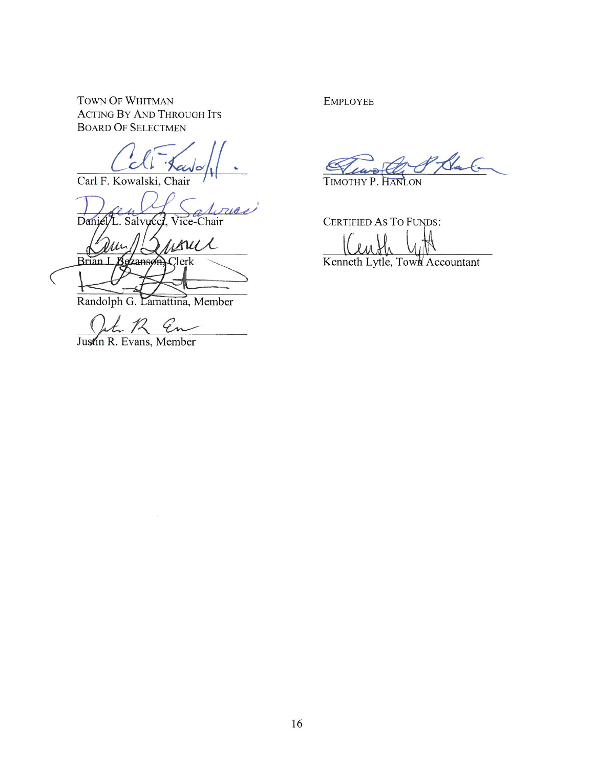TOWN OF WHITMAN
ACTING BY AND THROUGH ITS
BOARD OF SELECTMEN

Carl F. Kowalski, Chair

Daniel L. Salvucci, Vice-Chair

Brian J. Bezanson, Clerk

Randolph G. Lamattina, Member

Justin R. Evans, Member

EMPLOYEE

TIMOTHY P. HANLON

CERTIFIED AS TO FUNDS:

Kenneth Lytle, Town Accountant